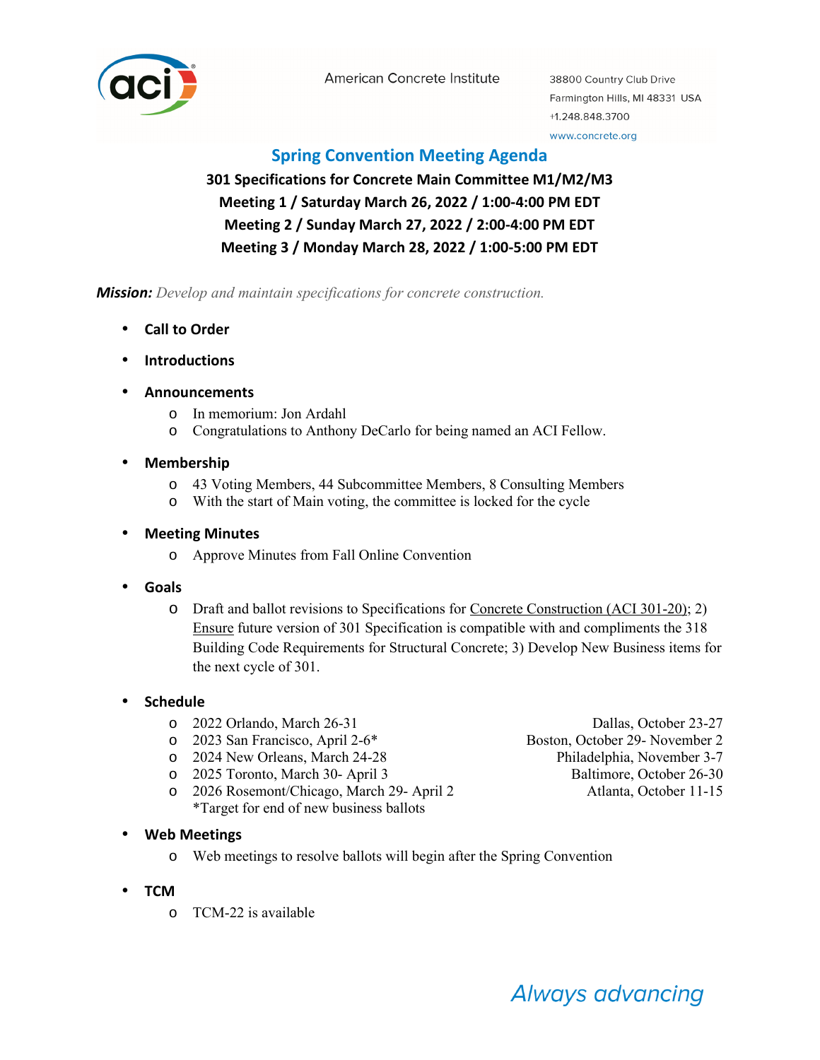American Concrete Institute

38800 Country Club Drive
Farmington Hills, MI 48331 USA
+1.248.848.3700
www.concrete.org

# Spring Convention Meeting Agenda

**301 Specifications for Concrete Main Committee M1/M2/M3**
**Meeting 1 / Saturday March 26, 2022 / 1:00-4:00 PM EDT**
**Meeting 2 / Sunday March 27, 2022 / 2:00-4:00 PM EDT**
**Meeting 3 / Monday March 28, 2022 / 1:00-5:00 PM EDT**

***Mission:*** *Develop and maintain specifications for concrete construction.*

- **Call to Order**
- **Introductions**
- **Announcements**
  - In memorium: Jon Ardahl
  - Congratulations to Anthony DeCarlo for being named an ACI Fellow.
- **Membership**
  - 43 Voting Members, 44 Subcommittee Members, 8 Consulting Members
  - With the start of Main voting, the committee is locked for the cycle
- **Meeting Minutes**
  - Approve Minutes from Fall Online Convention
- **Goals**
  - Draft and ballot revisions to Specifications for Concrete Construction (ACI 301-20); 2) Ensure future version of 301 Specification is compatible with and compliments the 318 Building Code Requirements for Structural Concrete; 3) Develop New Business items for the next cycle of 301.
- **Schedule**
  - 2022 Orlando, March 26-31 — Dallas, October 23-27
  - 2023 San Francisco, April 2-6* — Boston, October 29- November 2
  - 2024 New Orleans, March 24-28 — Philadelphia, November 3-7
  - 2025 Toronto, March 30- April 3 — Baltimore, October 26-30
  - 2026 Rosemont/Chicago, March 29- April 2 — Atlanta, October 11-15

  *Target for end of new business ballots
- **Web Meetings**
  - Web meetings to resolve ballots will begin after the Spring Convention
- **TCM**
  - TCM-22 is available

*Always advancing*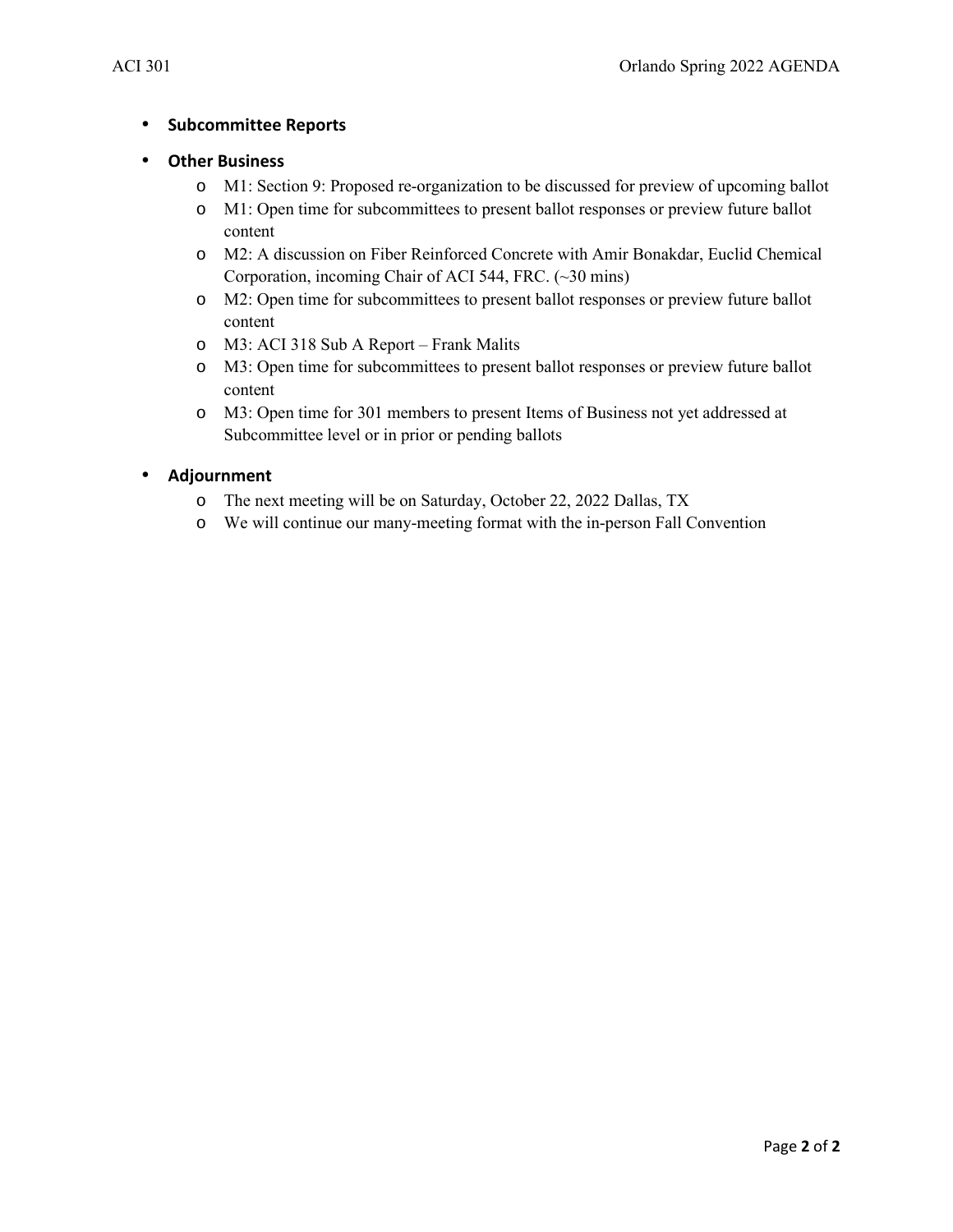- **Subcommittee Reports**

- **Other Business**
  - M1: Section 9: Proposed re-organization to be discussed for preview of upcoming ballot
  - M1: Open time for subcommittees to present ballot responses or preview future ballot content
  - M2: A discussion on Fiber Reinforced Concrete with Amir Bonakdar, Euclid Chemical Corporation, incoming Chair of ACI 544, FRC. (~30 mins)
  - M2: Open time for subcommittees to present ballot responses or preview future ballot content
  - M3: ACI 318 Sub A Report – Frank Malits
  - M3: Open time for subcommittees to present ballot responses or preview future ballot content
  - M3: Open time for 301 members to present Items of Business not yet addressed at Subcommittee level or in prior or pending ballots

- **Adjournment**
  - The next meeting will be on Saturday, October 22, 2022 Dallas, TX
  - We will continue our many-meeting format with the in-person Fall Convention